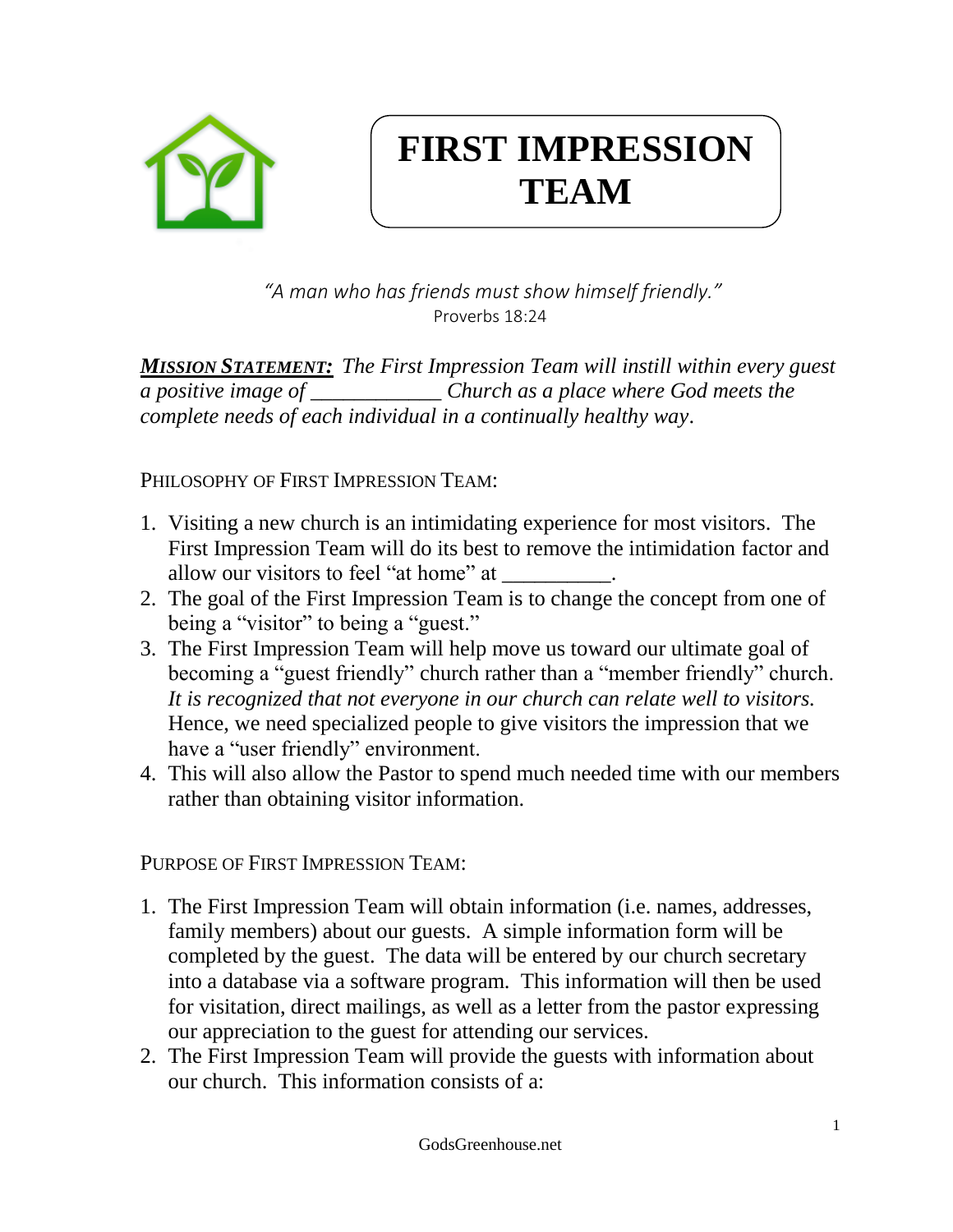# FIRST IMPRESSION TEAM

*"A man who has friends must show himself friendly."*
Proverbs 18:24

***MISSION STATEMENT:*** *The First Impression Team will instill within every guest a positive image of ____________ Church as a place where God meets the complete needs of each individual in a continually healthy way.*

PHILOSOPHY OF FIRST IMPRESSION TEAM:

1. Visiting a new church is an intimidating experience for most visitors. The First Impression Team will do its best to remove the intimidation factor and allow our visitors to feel "at home" at __________.
2. The goal of the First Impression Team is to change the concept from one of being a "visitor" to being a "guest."
3. The First Impression Team will help move us toward our ultimate goal of becoming a "guest friendly" church rather than a "member friendly" church. *It is recognized that not everyone in our church can relate well to visitors.* Hence, we need specialized people to give visitors the impression that we have a "user friendly" environment.
4. This will also allow the Pastor to spend much needed time with our members rather than obtaining visitor information.

PURPOSE OF FIRST IMPRESSION TEAM:

1. The First Impression Team will obtain information (i.e. names, addresses, family members) about our guests. A simple information form will be completed by the guest. The data will be entered by our church secretary into a database via a software program. This information will then be used for visitation, direct mailings, as well as a letter from the pastor expressing our appreciation to the guest for attending our services.
2. The First Impression Team will provide the guests with information about our church. This information consists of a: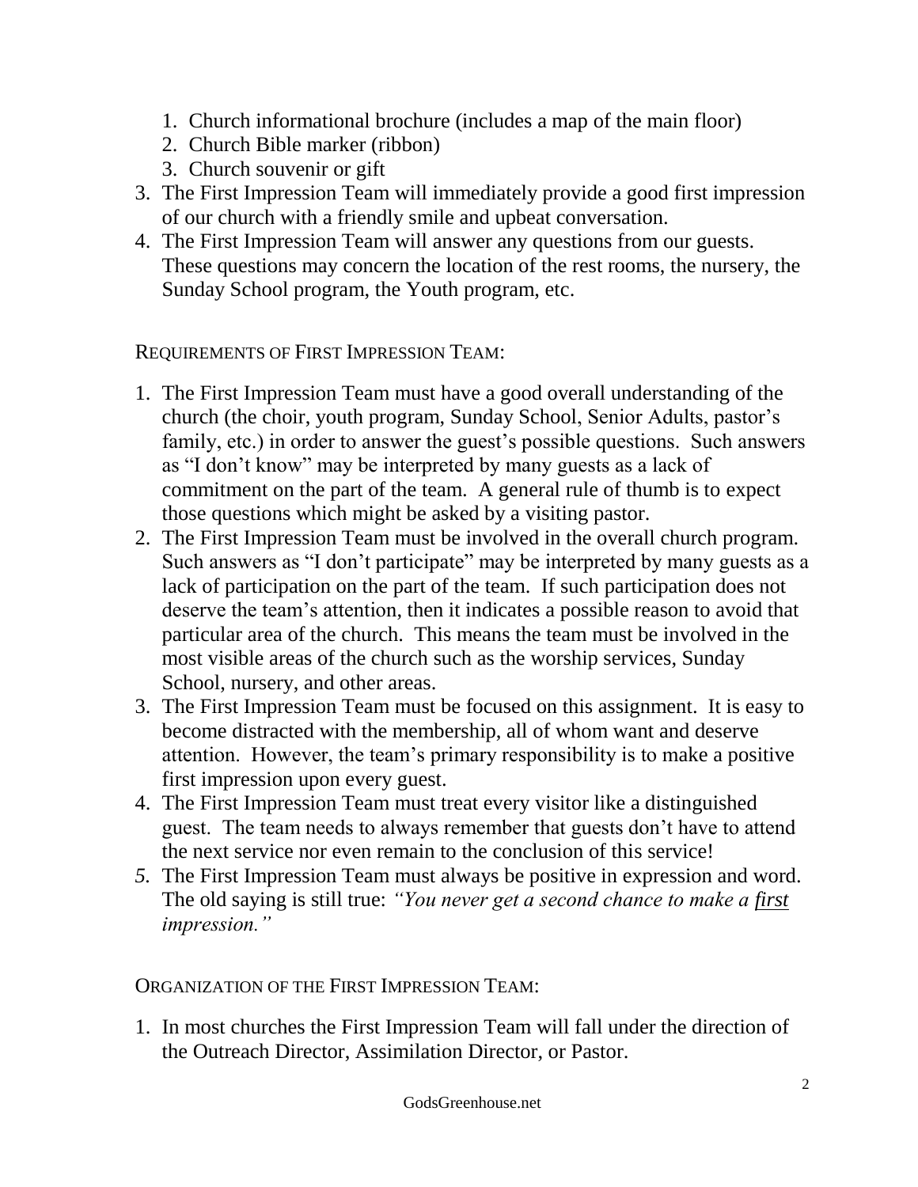1. Church informational brochure (includes a map of the main floor)
2. Church Bible marker (ribbon)
3. Church souvenir or gift

3. The First Impression Team will immediately provide a good first impression of our church with a friendly smile and upbeat conversation.
4. The First Impression Team will answer any questions from our guests. These questions may concern the location of the rest rooms, the nursery, the Sunday School program, the Youth program, etc.

REQUIREMENTS OF FIRST IMPRESSION TEAM:

1. The First Impression Team must have a good overall understanding of the church (the choir, youth program, Sunday School, Senior Adults, pastor's family, etc.) in order to answer the guest's possible questions. Such answers as "I don't know" may be interpreted by many guests as a lack of commitment on the part of the team. A general rule of thumb is to expect those questions which might be asked by a visiting pastor.
2. The First Impression Team must be involved in the overall church program. Such answers as "I don't participate" may be interpreted by many guests as a lack of participation on the part of the team. If such participation does not deserve the team's attention, then it indicates a possible reason to avoid that particular area of the church. This means the team must be involved in the most visible areas of the church such as the worship services, Sunday School, nursery, and other areas.
3. The First Impression Team must be focused on this assignment. It is easy to become distracted with the membership, all of whom want and deserve attention. However, the team's primary responsibility is to make a positive first impression upon every guest.
4. The First Impression Team must treat every visitor like a distinguished guest. The team needs to always remember that guests don't have to attend the next service nor even remain to the conclusion of this service!
5. The First Impression Team must always be positive in expression and word. The old saying is still true: *"You never get a second chance to make a first impression."*

ORGANIZATION OF THE FIRST IMPRESSION TEAM:

1. In most churches the First Impression Team will fall under the direction of the Outreach Director, Assimilation Director, or Pastor.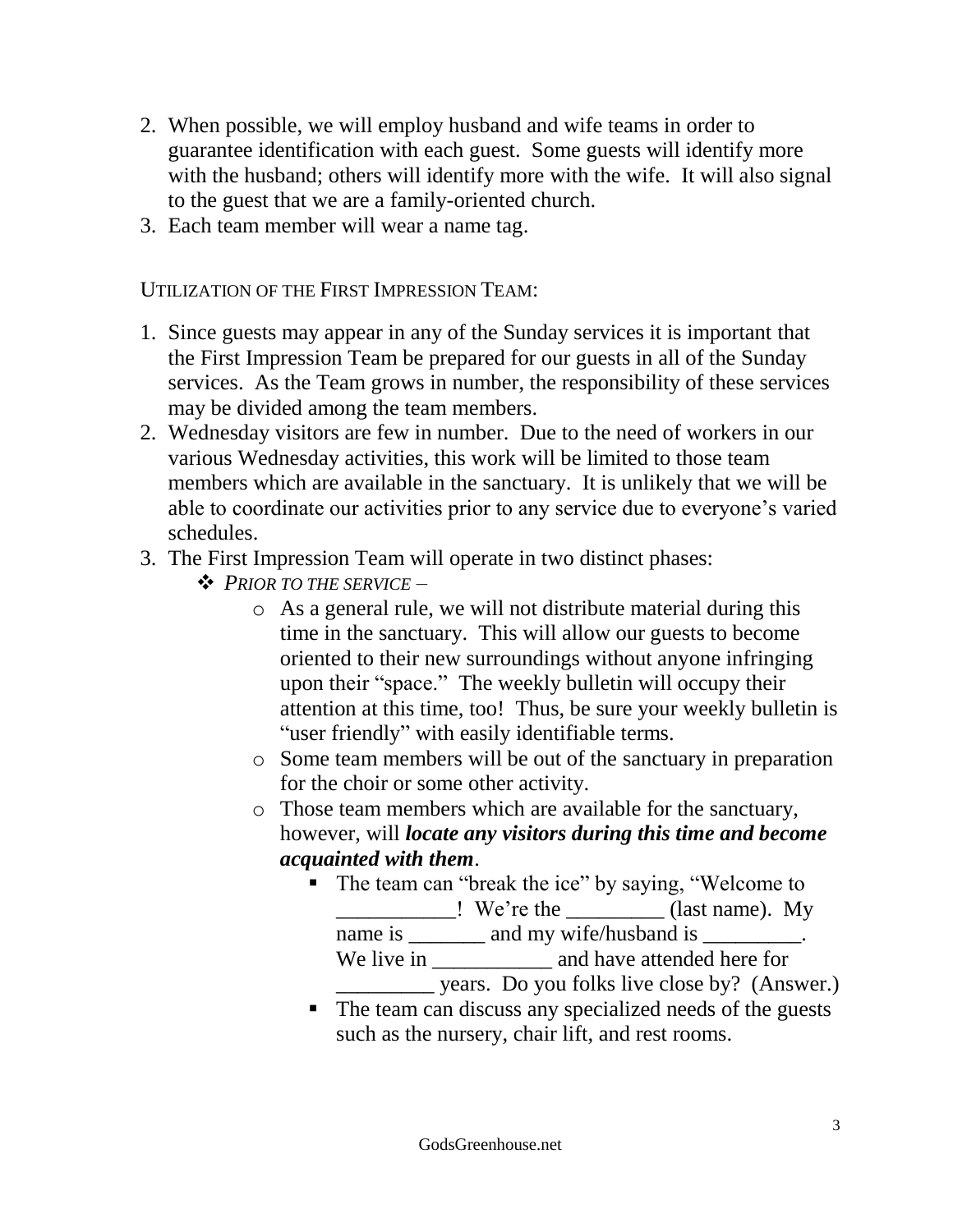2. When possible, we will employ husband and wife teams in order to guarantee identification with each guest. Some guests will identify more with the husband; others will identify more with the wife. It will also signal to the guest that we are a family-oriented church.
3. Each team member will wear a name tag.

UTILIZATION OF THE FIRST IMPRESSION TEAM:

1. Since guests may appear in any of the Sunday services it is important that the First Impression Team be prepared for our guests in all of the Sunday services. As the Team grows in number, the responsibility of these services may be divided among the team members.
2. Wednesday visitors are few in number. Due to the need of workers in our various Wednesday activities, this work will be limited to those team members which are available in the sanctuary. It is unlikely that we will be able to coordinate our activities prior to any service due to everyone's varied schedules.
3. The First Impression Team will operate in two distinct phases:
   - *PRIOR TO THE SERVICE* –
     - As a general rule, we will not distribute material during this time in the sanctuary. This will allow our guests to become oriented to their new surroundings without anyone infringing upon their "space." The weekly bulletin will occupy their attention at this time, too! Thus, be sure your weekly bulletin is "user friendly" with easily identifiable terms.
     - Some team members will be out of the sanctuary in preparation for the choir or some other activity.
     - Those team members which are available for the sanctuary, however, will ***locate any visitors during this time and become acquainted with them***.
       - The team can "break the ice" by saying, "Welcome to ___________! We're the _________ (last name). My name is _______ and my wife/husband is _________. We live in ___________ and have attended here for _________ years. Do you folks live close by? (Answer.)
       - The team can discuss any specialized needs of the guests such as the nursery, chair lift, and rest rooms.

GodsGreenhouse.net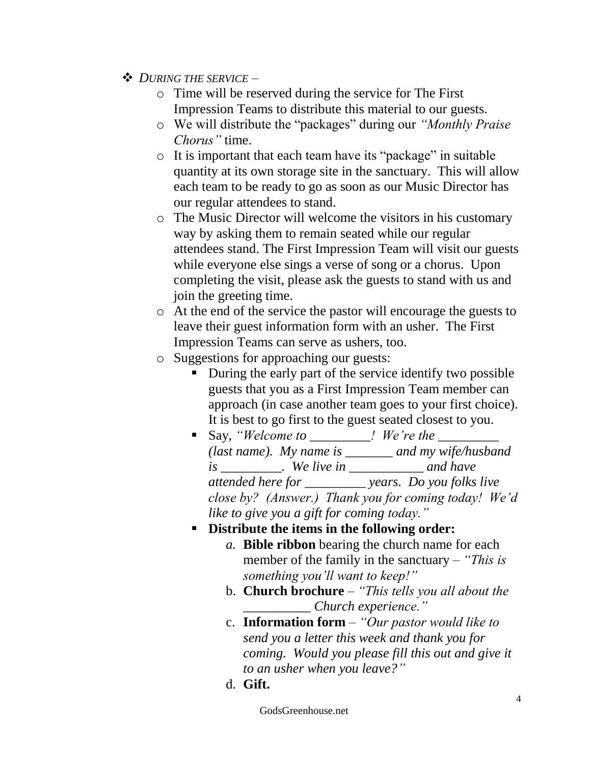- *DURING THE SERVICE –*
    - Time will be reserved during the service for The First Impression Teams to distribute this material to our guests.
    - We will distribute the "packages" during our *"Monthly Praise Chorus"* time.
    - It is important that each team have its "package" in suitable quantity at its own storage site in the sanctuary. This will allow each team to be ready to go as soon as our Music Director has our regular attendees to stand.
    - The Music Director will welcome the visitors in his customary way by asking them to remain seated while our regular attendees stand. The First Impression Team will visit our guests while everyone else sings a verse of song or a chorus. Upon completing the visit, please ask the guests to stand with us and join the greeting time.
    - At the end of the service the pastor will encourage the guests to leave their guest information form with an usher. The First Impression Teams can serve as ushers, too.
    - Suggestions for approaching our guests:
        - During the early part of the service identify two possible guests that you as a First Impression Team member can approach (in case another team goes to your first choice). It is best to go first to the guest seated closest to you.
        - Say, *"Welcome to _________! We're the _________ (last name). My name is _______ and my wife/husband is _________. We live in ___________ and have attended here for _________ years. Do you folks live close by? (Answer.) Thank you for coming today! We'd like to give you a gift for coming today."*
        - **Distribute the items in the following order:**
            a. **Bible ribbon** bearing the church name for each member of the family in the sanctuary – *"This is something you'll want to keep!"*
            b. **Church brochure** – *"This tells you all about the __________ Church experience."*
            c. **Information form** – *"Our pastor would like to send you a letter this week and thank you for coming. Would you please fill this out and give it to an usher when you leave?"*
            d. **Gift.**

GodsGreenhouse.net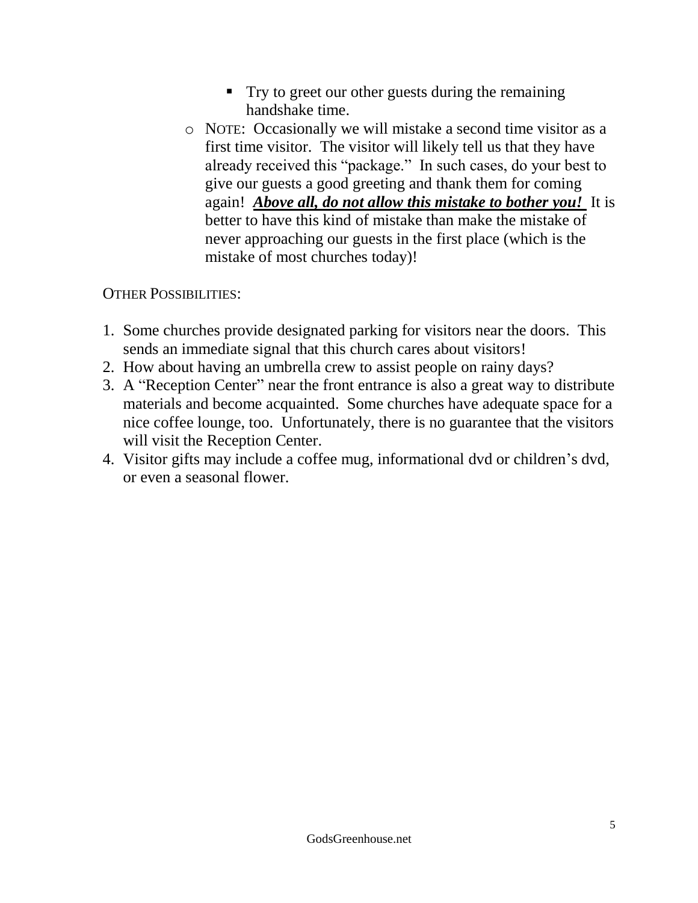- Try to greet our other guests during the remaining handshake time.

- NOTE: Occasionally we will mistake a second time visitor as a first time visitor. The visitor will likely tell us that they have already received this "package." In such cases, do your best to give our guests a good greeting and thank them for coming again! ***Above all, do not allow this mistake to bother you!*** It is better to have this kind of mistake than make the mistake of never approaching our guests in the first place (which is the mistake of most churches today)!

OTHER POSSIBILITIES:

1. Some churches provide designated parking for visitors near the doors. This sends an immediate signal that this church cares about visitors!
2. How about having an umbrella crew to assist people on rainy days?
3. A "Reception Center" near the front entrance is also a great way to distribute materials and become acquainted. Some churches have adequate space for a nice coffee lounge, too. Unfortunately, there is no guarantee that the visitors will visit the Reception Center.
4. Visitor gifts may include a coffee mug, informational dvd or children's dvd, or even a seasonal flower.